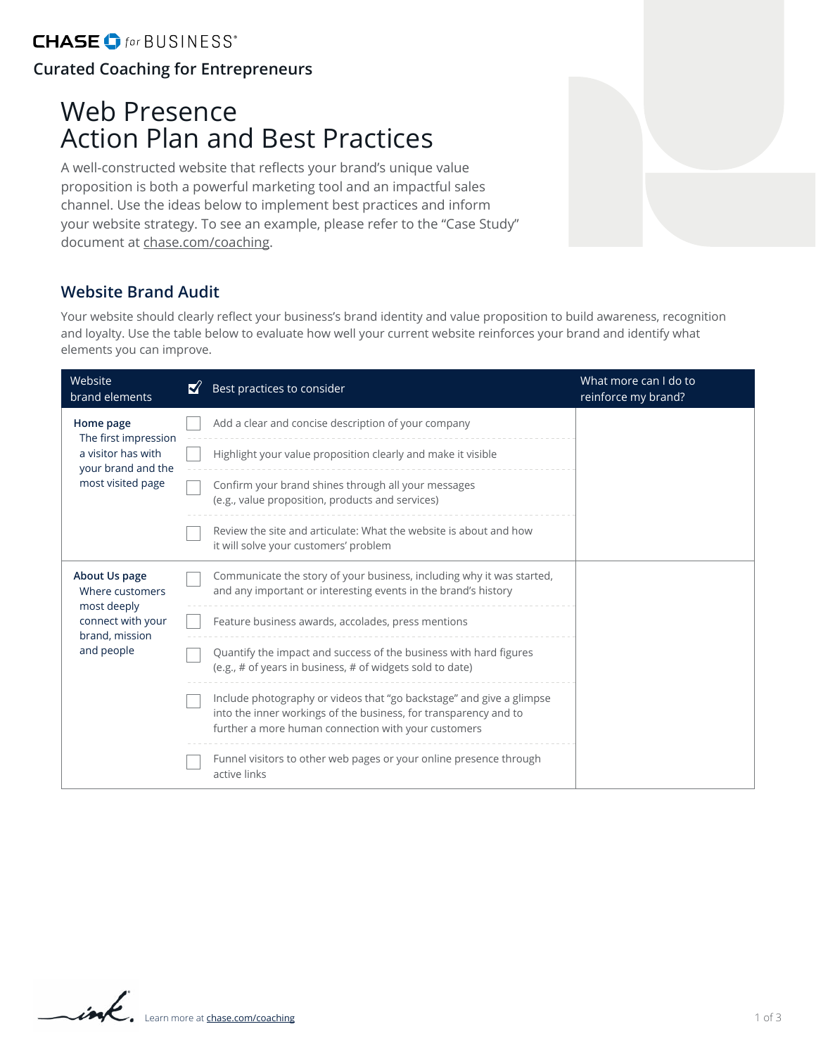CHASE for BUSINESS

**Curated Coaching for Entrepreneurs**

# Web Presence Action Plan and Best Practices

A well-constructed website that reflects your brand's unique value proposition is both a powerful marketing tool and an impactful sales channel. Use the ideas below to implement best practices and inform your website strategy. To see an example, please refer to the "Case Study" document at chase.com/coaching.

## Website Brand Audit

Your website should clearly reflect your business's brand identity and value proposition to build awareness, recognition and loyalty. Use the table below to evaluate how well your current website reinforces your brand and identify what elements you can improve.

| Website brand elements | ☑ Best practices to consider | What more can I do to reinforce my brand? |
|---|---|---|
| **Home page** The first impression a visitor has with your brand and the most visited page | ☐ Add a clear and concise description of your company | |
| | ☐ Highlight your value proposition clearly and make it visible | |
| | ☐ Confirm your brand shines through all your messages (e.g., value proposition, products and services) | |
| | ☐ Review the site and articulate: What the website is about and how it will solve your customers' problem | |
| **About Us page** Where customers most deeply connect with your brand, mission and people | ☐ Communicate the story of your business, including why it was started, and any important or interesting events in the brand's history | |
| | ☐ Feature business awards, accolades, press mentions | |
| | ☐ Quantify the impact and success of the business with hard figures (e.g., # of years in business, # of widgets sold to date) | |
| | ☐ Include photography or videos that "go backstage" and give a glimpse into the inner workings of the business, for transparency and to further a more human connection with your customers | |
| | ☐ Funnel visitors to other web pages or your online presence through active links | |

Learn more at chase.com/coaching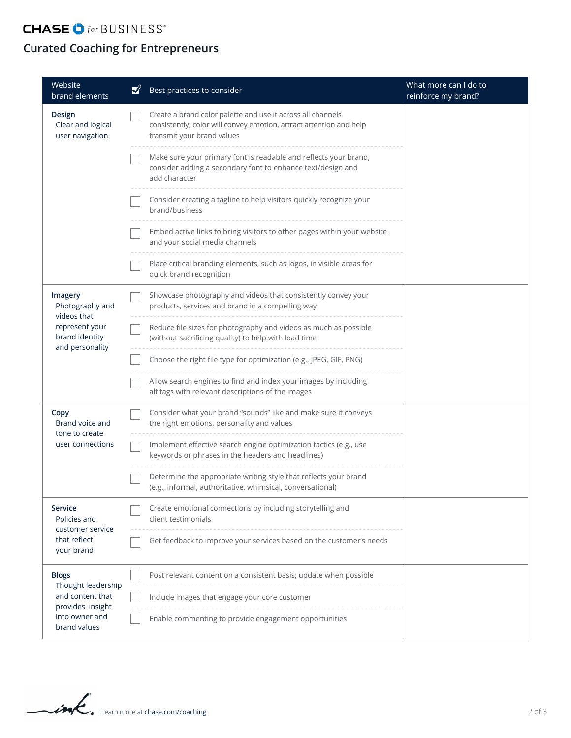**CHASE for BUSINESS**

## Curated Coaching for Entrepreneurs

| Website brand elements | ☑ Best practices to consider | What more can I do to reinforce my brand? |
|---|---|---|
| **Design** Clear and logical user navigation | ☐ Create a brand color palette and use it across all channels consistently; color will convey emotion, attract attention and help transmit your brand values | |
| | ☐ Make sure your primary font is readable and reflects your brand; consider adding a secondary font to enhance text/design and add character | |
| | ☐ Consider creating a tagline to help visitors quickly recognize your brand/business | |
| | ☐ Embed active links to bring visitors to other pages within your website and your social media channels | |
| | ☐ Place critical branding elements, such as logos, in visible areas for quick brand recognition | |
| **Imagery** Photography and videos that represent your brand identity and personality | ☐ Showcase photography and videos that consistently convey your products, services and brand in a compelling way | |
| | ☐ Reduce file sizes for photography and videos as much as possible (without sacrificing quality) to help with load time | |
| | ☐ Choose the right file type for optimization (e.g., JPEG, GIF, PNG) | |
| | ☐ Allow search engines to find and index your images by including alt tags with relevant descriptions of the images | |
| **Copy** Brand voice and tone to create user connections | ☐ Consider what your brand "sounds" like and make sure it conveys the right emotions, personality and values | |
| | ☐ Implement effective search engine optimization tactics (e.g., use keywords or phrases in the headers and headlines) | |
| | ☐ Determine the appropriate writing style that reflects your brand (e.g., informal, authoritative, whimsical, conversational) | |
| **Service** Policies and customer service that reflect your brand | ☐ Create emotional connections by including storytelling and client testimonials | |
| | ☐ Get feedback to improve your services based on the customer's needs | |
| **Blogs** Thought leadership and content that provides insight into owner and brand values | ☐ Post relevant content on a consistent basis; update when possible | |
| | ☐ Include images that engage your core customer | |
| | ☐ Enable commenting to provide engagement opportunities | |

Learn more at chase.com/coaching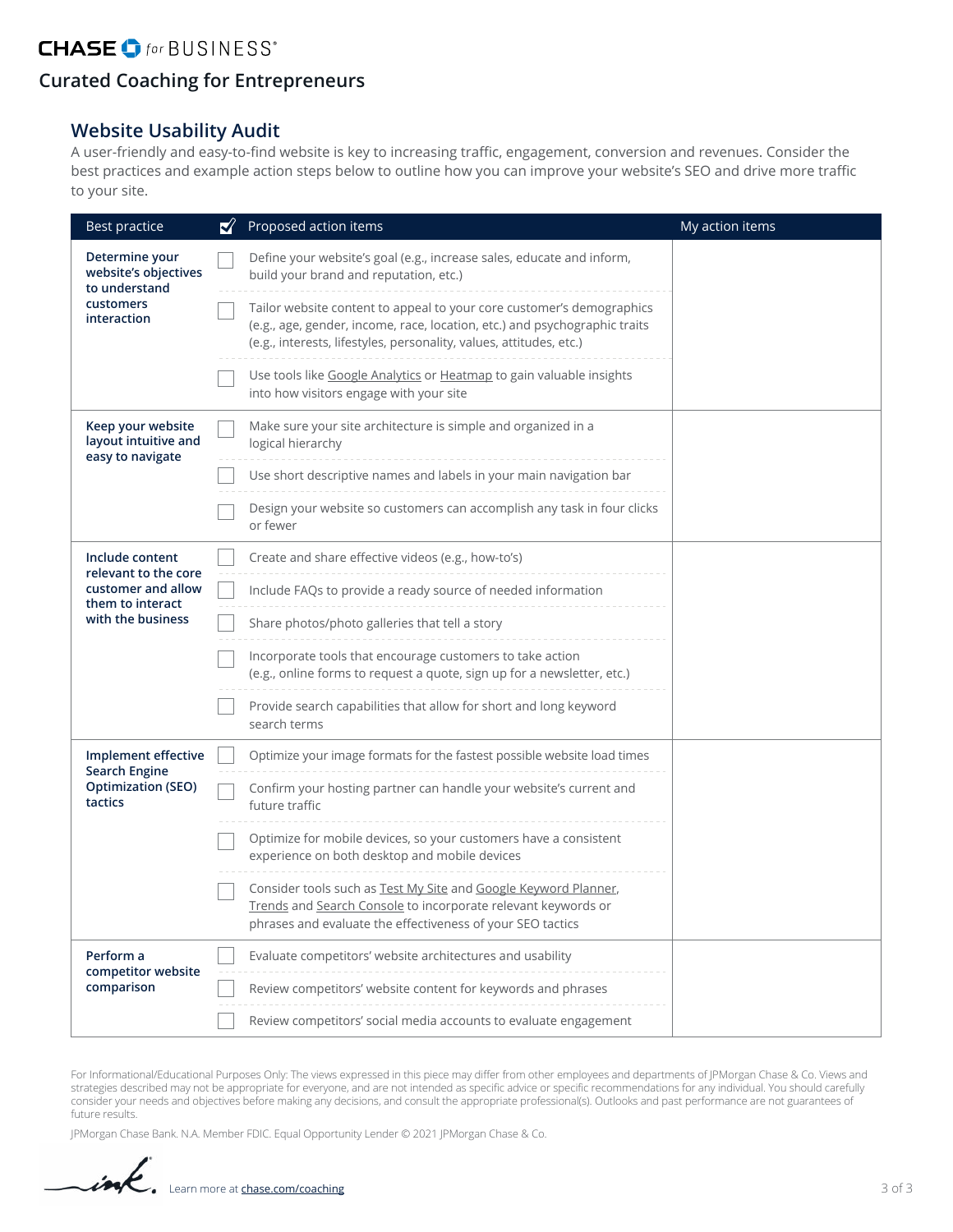## Website Usability Audit

A user-friendly and easy-to-find website is key to increasing traffic, engagement, conversion and revenues. Consider the best practices and example action steps below to outline how you can improve your website's SEO and drive more traffic to your site.

| Best practice | ☑ | Proposed action items | My action items |
|---|---|---|---|
| **Determine your website's objectives to understand customers interaction** | ☐ | Define your website's goal (e.g., increase sales, educate and inform, build your brand and reputation, etc.) | |
| | ☐ | Tailor website content to appeal to your core customer's demographics (e.g., age, gender, income, race, location, etc.) and psychographic traits (e.g., interests, lifestyles, personality, values, attitudes, etc.) | |
| | ☐ | Use tools like Google Analytics or Heatmap to gain valuable insights into how visitors engage with your site | |
| **Keep your website layout intuitive and easy to navigate** | ☐ | Make sure your site architecture is simple and organized in a logical hierarchy | |
| | ☐ | Use short descriptive names and labels in your main navigation bar | |
| | ☐ | Design your website so customers can accomplish any task in four clicks or fewer | |
| **Include content relevant to the core customer and allow them to interact with the business** | ☐ | Create and share effective videos (e.g., how-to's) | |
| | ☐ | Include FAQs to provide a ready source of needed information | |
| | ☐ | Share photos/photo galleries that tell a story | |
| | ☐ | Incorporate tools that encourage customers to take action (e.g., online forms to request a quote, sign up for a newsletter, etc.) | |
| | ☐ | Provide search capabilities that allow for short and long keyword search terms | |
| **Implement effective Search Engine Optimization (SEO) tactics** | ☐ | Optimize your image formats for the fastest possible website load times | |
| | ☐ | Confirm your hosting partner can handle your website's current and future traffic | |
| | ☐ | Optimize for mobile devices, so your customers have a consistent experience on both desktop and mobile devices | |
| | ☐ | Consider tools such as Test My Site and Google Keyword Planner, Trends and Search Console to incorporate relevant keywords or phrases and evaluate the effectiveness of your SEO tactics | |
| **Perform a competitor website comparison** | ☐ | Evaluate competitors' website architectures and usability | |
| | ☐ | Review competitors' website content for keywords and phrases | |
| | ☐ | Review competitors' social media accounts to evaluate engagement | |

For Informational/Educational Purposes Only: The views expressed in this piece may differ from other employees and departments of JPMorgan Chase & Co. Views and strategies described may not be appropriate for everyone, and are not intended as specific advice or specific recommendations for any individual. You should carefully consider your needs and objectives before making any decisions, and consult the appropriate professional(s). Outlooks and past performance are not guarantees of future results.

JPMorgan Chase Bank. N.A. Member FDIC. Equal Opportunity Lender © 2021 JPMorgan Chase & Co.

Learn more at chase.com/coaching